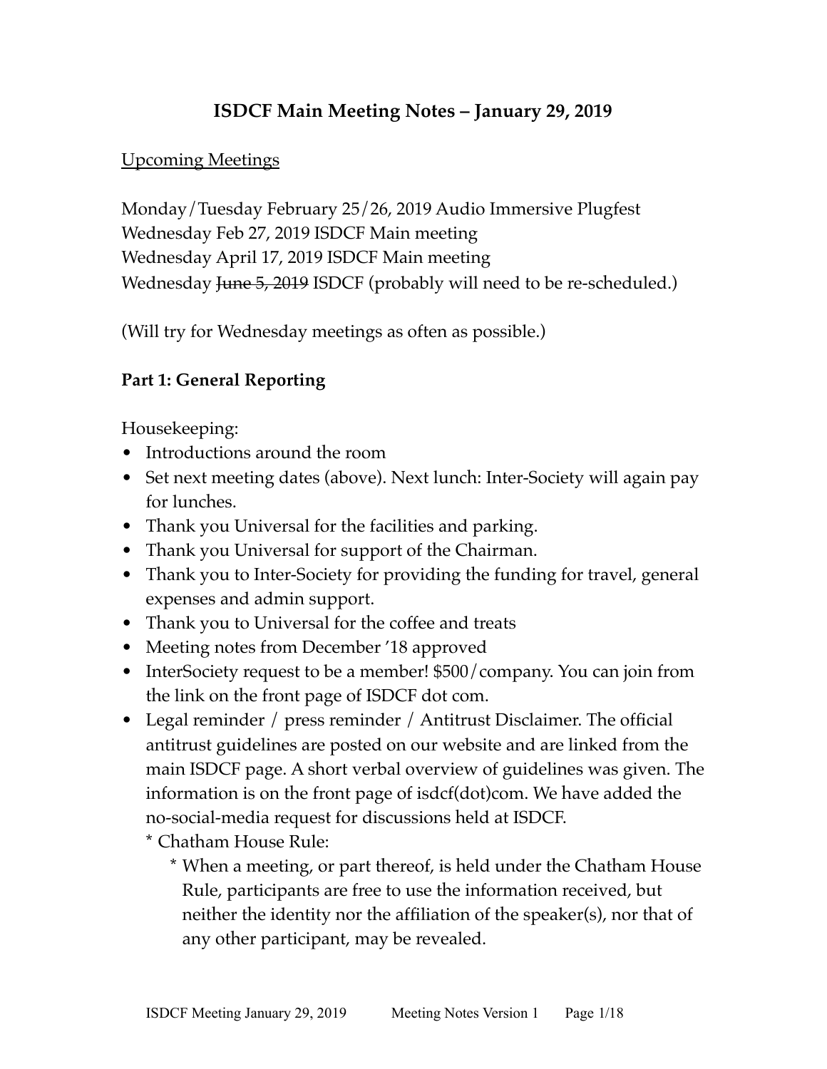# ISDCF Main Meeting Notes – January 29, 2019

Upcoming Meetings

Monday/Tuesday February 25/26, 2019 Audio Immersive Plugfest
Wednesday Feb 27, 2019 ISDCF Main meeting
Wednesday April 17, 2019 ISDCF Main meeting
Wednesday ~~June 5, 2019~~ ISDCF (probably will need to be re-scheduled.)

(Will try for Wednesday meetings as often as possible.)

**Part 1: General Reporting**

Housekeeping:

- Introductions around the room
- Set next meeting dates (above). Next lunch: Inter-Society will again pay for lunches.
- Thank you Universal for the facilities and parking.
- Thank you Universal for support of the Chairman.
- Thank you to Inter-Society for providing the funding for travel, general expenses and admin support.
- Thank you to Universal for the coffee and treats
- Meeting notes from December '18 approved
- InterSociety request to be a member! $500/company. You can join from the link on the front page of ISDCF dot com.
- Legal reminder / press reminder / Antitrust Disclaimer. The official antitrust guidelines are posted on our website and are linked from the main ISDCF page. A short verbal overview of guidelines was given. The information is on the front page of isdcf(dot)com. We have added the no-social-media request for discussions held at ISDCF.
  - Chatham House Rule:
    - When a meeting, or part thereof, is held under the Chatham House Rule, participants are free to use the information received, but neither the identity nor the affiliation of the speaker(s), nor that of any other participant, may be revealed.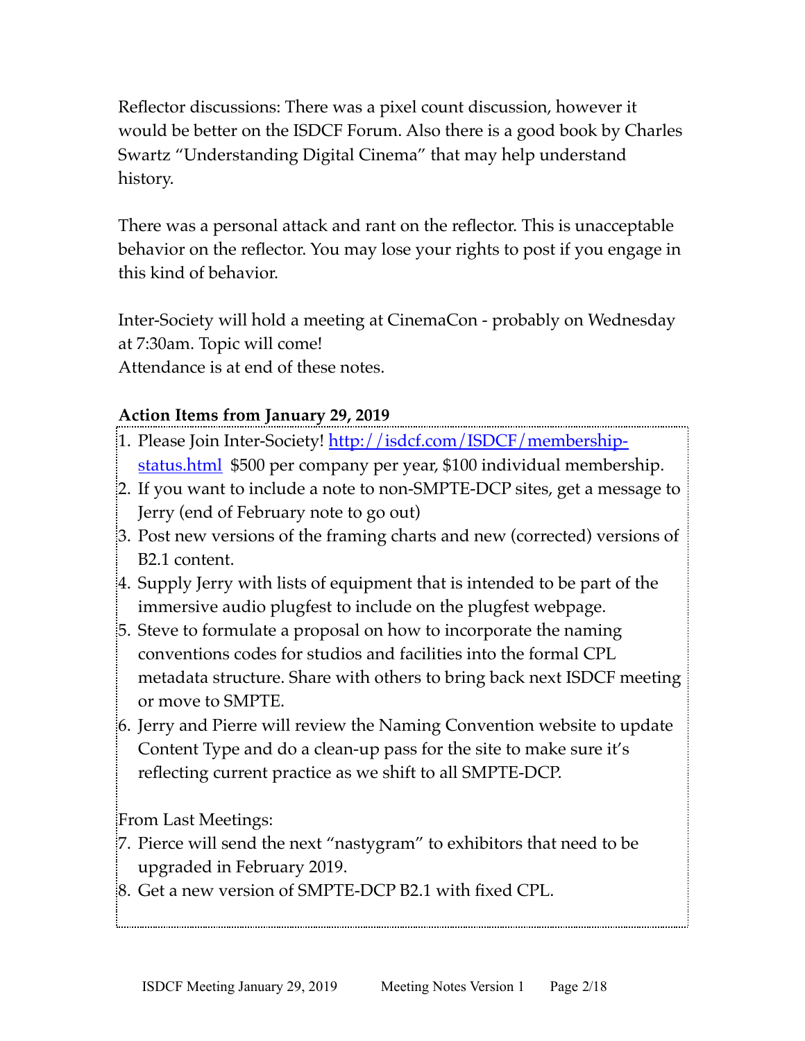Reflector discussions: There was a pixel count discussion, however it would be better on the ISDCF Forum. Also there is a good book by Charles Swartz "Understanding Digital Cinema" that may help understand history.

There was a personal attack and rant on the reflector. This is unacceptable behavior on the reflector. You may lose your rights to post if you engage in this kind of behavior.

Inter-Society will hold a meeting at CinemaCon - probably on Wednesday at 7:30am. Topic will come!
Attendance is at end of these notes.

**Action Items from January 29, 2019**

1. Please Join Inter-Society! [http://isdcf.com/ISDCF/membership-status.html](http://isdcf.com/ISDCF/membership-status.html) $500 per company per year, $100 individual membership.
2. If you want to include a note to non-SMPTE-DCP sites, get a message to Jerry (end of February note to go out)
3. Post new versions of the framing charts and new (corrected) versions of B2.1 content.
4. Supply Jerry with lists of equipment that is intended to be part of the immersive audio plugfest to include on the plugfest webpage.
5. Steve to formulate a proposal on how to incorporate the naming conventions codes for studios and facilities into the formal CPL metadata structure. Share with others to bring back next ISDCF meeting or move to SMPTE.
6. Jerry and Pierre will review the Naming Convention website to update Content Type and do a clean-up pass for the site to make sure it's reflecting current practice as we shift to all SMPTE-DCP.

From Last Meetings:

7. Pierce will send the next "nastygram" to exhibitors that need to be upgraded in February 2019.
8. Get a new version of SMPTE-DCP B2.1 with fixed CPL.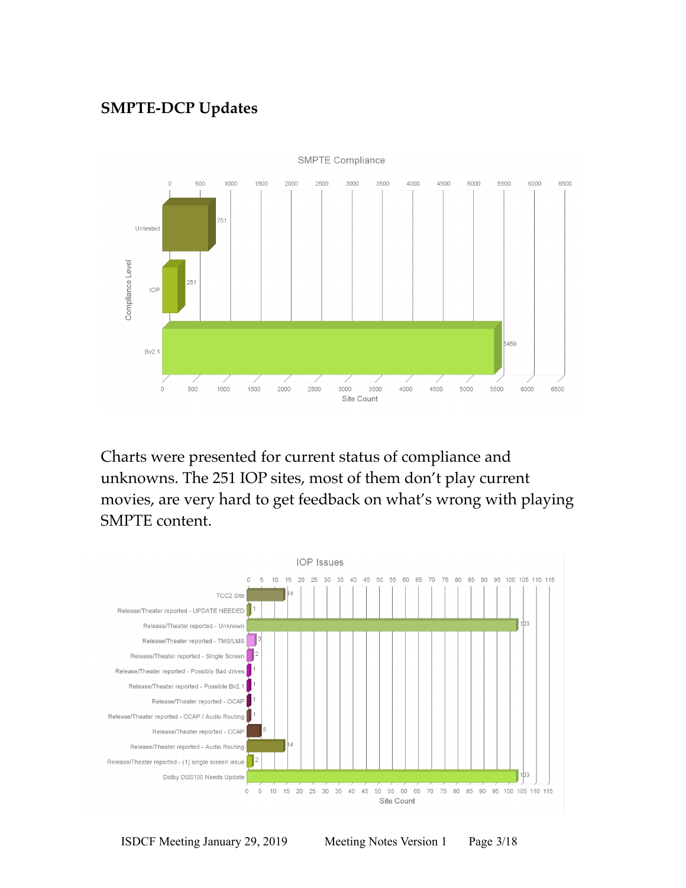## SMPTE-DCP Updates

**SMPTE Compliance**

| Compliance Level | Site Count |
|---|---|
| Untested | 751 |
| IOP | 251 |
| Bv2.1 | 5459 |

Charts were presented for current status of compliance and unknowns. The 251 IOP sites, most of them don't play current movies, are very hard to get feedback on what's wrong with playing SMPTE content.

**IOP Issues**

| Issue | Site Count |
|---|---|
| TCC2 Site | 14 |
| Release/Theater reported - UPDATE NEEDED | 1 |
| Release/Theater reported - Unknown | 103 |
| Release/Theater reported - TMS/LMS | 3 |
| Release/Theater reported - Single Screen | 2 |
| Release/Theater reported - Possibly Bad drives | 1 |
| Release/Theater reported - Possible Bv2.1 | 1 |
| Release/Theater reported - OCAP | 1 |
| Release/Theater reported - CCAP / Audio Routing | 1 |
| Release/Theater reported - CCAP | 5 |
| Release/Theater reported - Audio Routing | 14 |
| Release/Theater reported - (1) single screen issue | 2 |
| Dolby DSS100 Needs Update | 103 |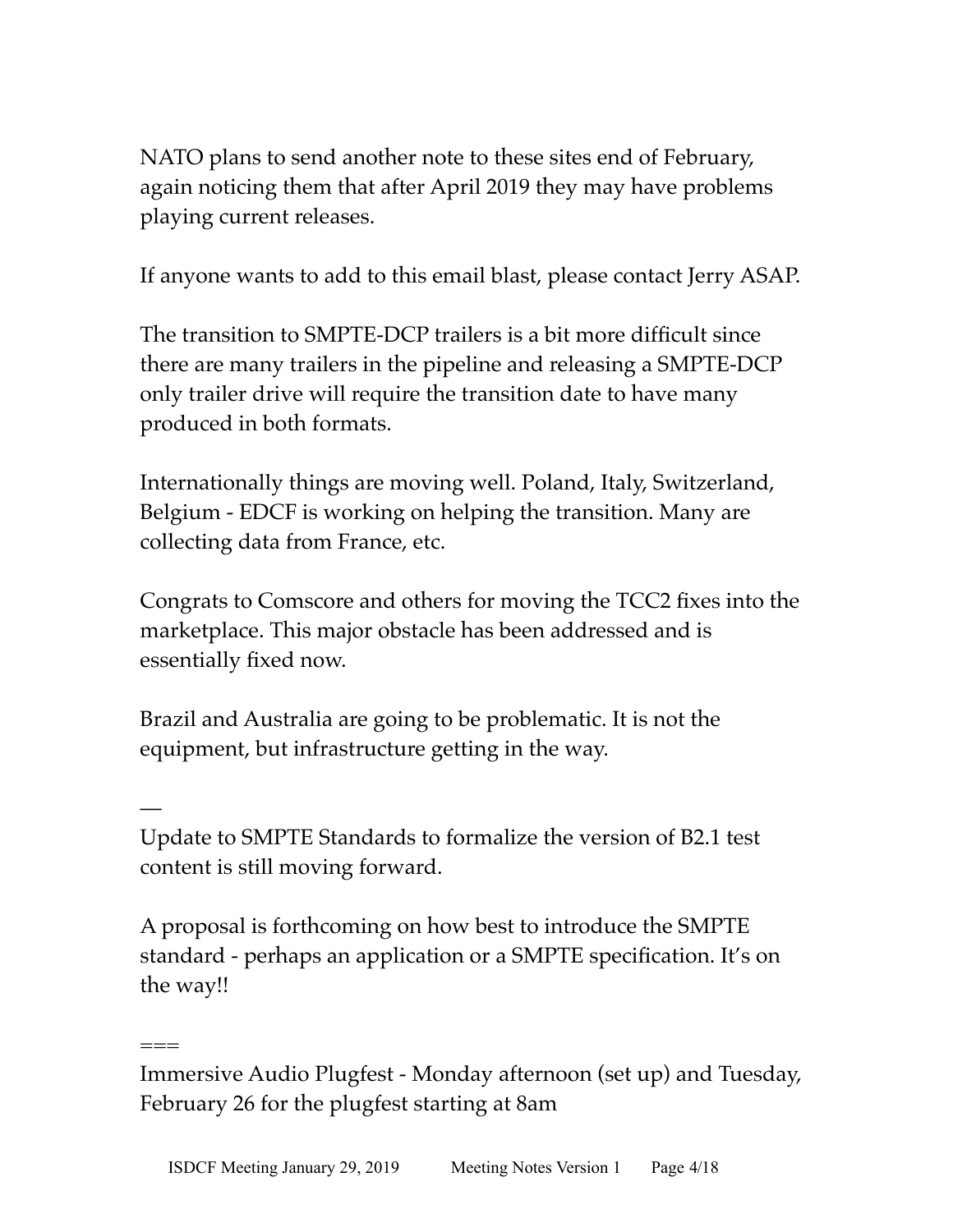NATO plans to send another note to these sites end of February, again noticing them that after April 2019 they may have problems playing current releases.

If anyone wants to add to this email blast, please contact Jerry ASAP.

The transition to SMPTE-DCP trailers is a bit more difficult since there are many trailers in the pipeline and releasing a SMPTE-DCP only trailer drive will require the transition date to have many produced in both formats.

Internationally things are moving well. Poland, Italy, Switzerland, Belgium - EDCF is working on helping the transition. Many are collecting data from France, etc.

Congrats to Comscore and others for moving the TCC2 fixes into the marketplace. This major obstacle has been addressed and is essentially fixed now.

Brazil and Australia are going to be problematic. It is not the equipment, but infrastructure getting in the way.

—
Update to SMPTE Standards to formalize the version of B2.1 test content is still moving forward.

A proposal is forthcoming on how best to introduce the SMPTE standard - perhaps an application or a SMPTE specification. It's on the way!!

===
Immersive Audio Plugfest - Monday afternoon (set up) and Tuesday, February 26 for the plugfest starting at 8am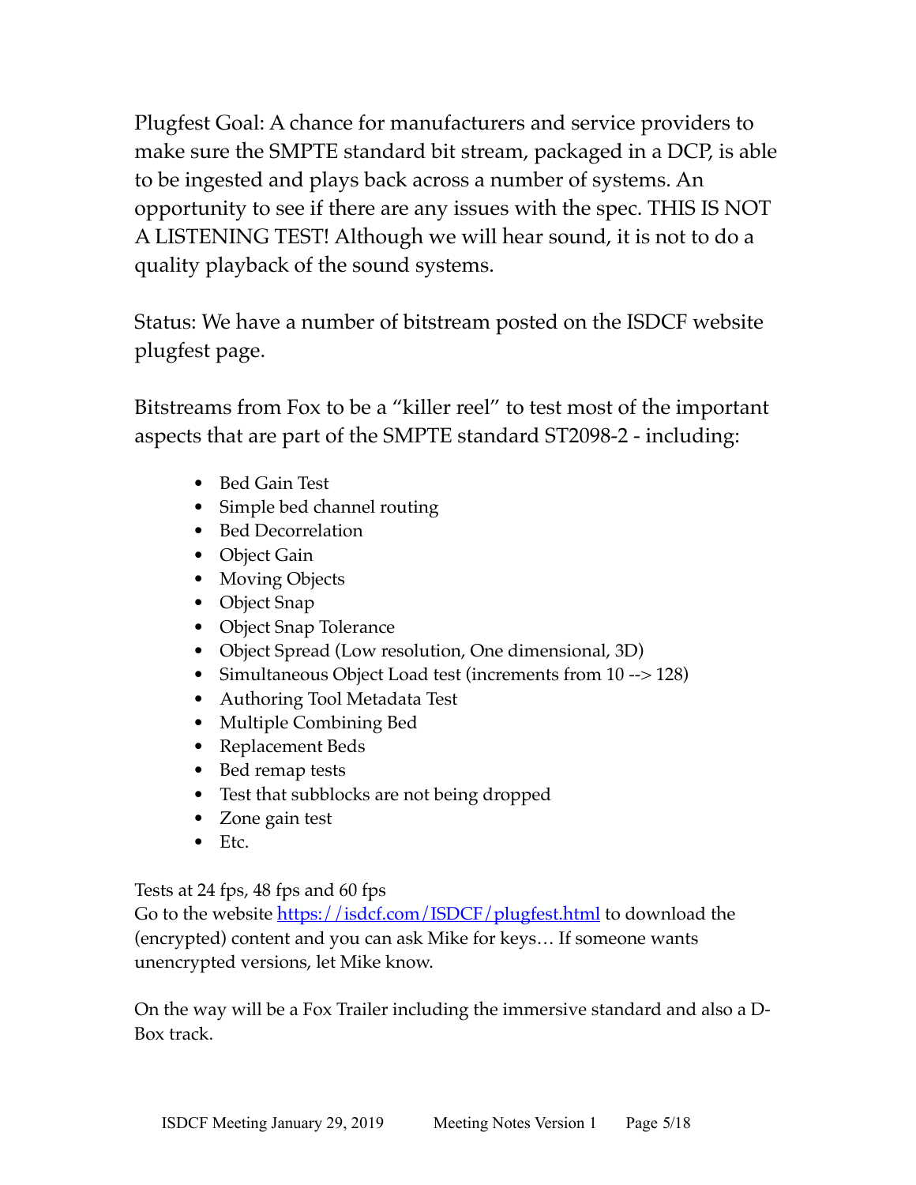Plugfest Goal: A chance for manufacturers and service providers to make sure the SMPTE standard bit stream, packaged in a DCP, is able to be ingested and plays back across a number of systems. An opportunity to see if there are any issues with the spec. THIS IS NOT A LISTENING TEST! Although we will hear sound, it is not to do a quality playback of the sound systems.

Status: We have a number of bitstream posted on the ISDCF website plugfest page.

Bitstreams from Fox to be a "killer reel" to test most of the important aspects that are part of the SMPTE standard ST2098-2 - including:

- Bed Gain Test
- Simple bed channel routing
- Bed Decorrelation
- Object Gain
- Moving Objects
- Object Snap
- Object Snap Tolerance
- Object Spread (Low resolution, One dimensional, 3D)
- Simultaneous Object Load test (increments from 10 --> 128)
- Authoring Tool Metadata Test
- Multiple Combining Bed
- Replacement Beds
- Bed remap tests
- Test that subblocks are not being dropped
- Zone gain test
- Etc.

Tests at 24 fps, 48 fps and 60 fps
Go to the website [https://isdcf.com/ISDCF/plugfest.html](https://isdcf.com/ISDCF/plugfest.html) to download the (encrypted) content and you can ask Mike for keys… If someone wants unencrypted versions, let Mike know.

On the way will be a Fox Trailer including the immersive standard and also a D-Box track.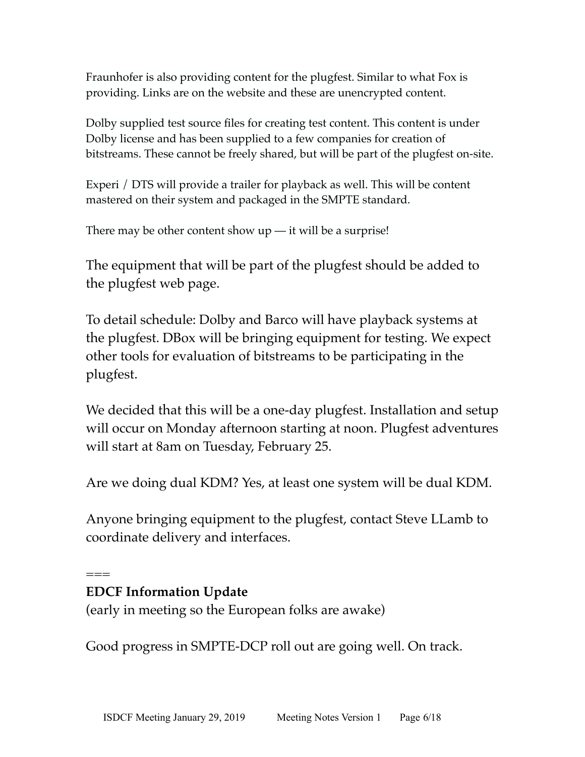Fraunhofer is also providing content for the plugfest. Similar to what Fox is providing. Links are on the website and these are unencrypted content.

Dolby supplied test source files for creating test content. This content is under Dolby license and has been supplied to a few companies for creation of bitstreams. These cannot be freely shared, but will be part of the plugfest on-site.

Experi / DTS will provide a trailer for playback as well. This will be content mastered on their system and packaged in the SMPTE standard.

There may be other content show up — it will be a surprise!

The equipment that will be part of the plugfest should be added to the plugfest web page.

To detail schedule: Dolby and Barco will have playback systems at the plugfest. DBox will be bringing equipment for testing. We expect other tools for evaluation of bitstreams to be participating in the plugfest.

We decided that this will be a one-day plugfest. Installation and setup will occur on Monday afternoon starting at noon. Plugfest adventures will start at 8am on Tuesday, February 25.

Are we doing dual KDM? Yes, at least one system will be dual KDM.

Anyone bringing equipment to the plugfest, contact Steve LLamb to coordinate delivery and interfaces.

===

**EDCF Information Update**

(early in meeting so the European folks are awake)

Good progress in SMPTE-DCP roll out are going well. On track.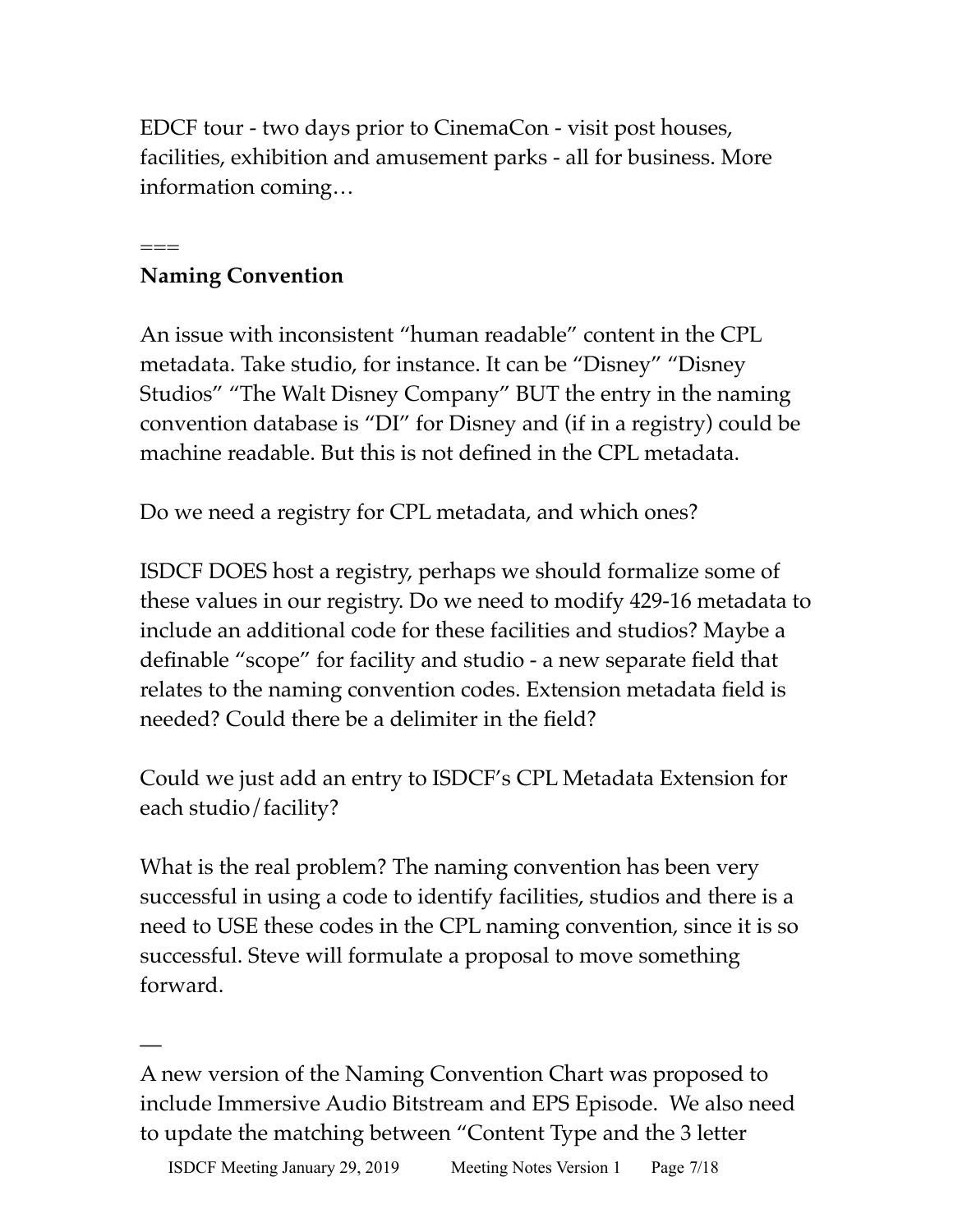EDCF tour - two days prior to CinemaCon - visit post houses, facilities, exhibition and amusement parks - all for business. More information coming…

===

**Naming Convention**

An issue with inconsistent "human readable" content in the CPL metadata. Take studio, for instance. It can be "Disney" "Disney Studios" "The Walt Disney Company" BUT the entry in the naming convention database is "DI" for Disney and (if in a registry) could be machine readable. But this is not defined in the CPL metadata.

Do we need a registry for CPL metadata, and which ones?

ISDCF DOES host a registry, perhaps we should formalize some of these values in our registry. Do we need to modify 429-16 metadata to include an additional code for these facilities and studios? Maybe a definable "scope" for facility and studio - a new separate field that relates to the naming convention codes. Extension metadata field is needed? Could there be a delimiter in the field?

Could we just add an entry to ISDCF's CPL Metadata Extension for each studio/facility?

What is the real problem? The naming convention has been very successful in using a code to identify facilities, studios and there is a need to USE these codes in the CPL naming convention, since it is so successful. Steve will formulate a proposal to move something forward.

—

A new version of the Naming Convention Chart was proposed to include Immersive Audio Bitstream and EPS Episode. We also need to update the matching between "Content Type and the 3 letter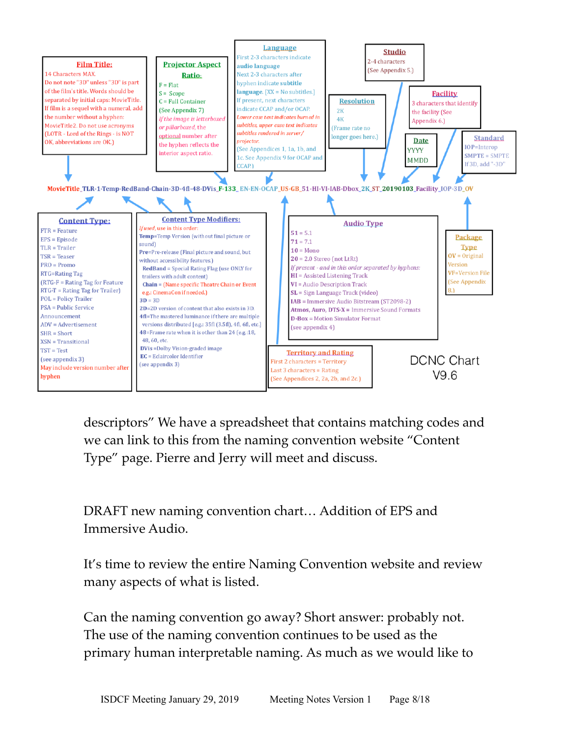**Film Title:**
14 Characters MAX.
Do not note "3D" unless "3D" is part of the film's title. Words should be separated by initial caps: MovieTitle.
If film is a sequel with a numeral, add the number without a hyphen: MovieTitle2. Do not use acronyms (LOTR - Lord of the Rings - is NOT OK, abbreviations are OK.)

**Projector Aspect Ratio:**
F = Flat
S = Scope
C = Full Container
(See Appendix 7)
*If the image is letterboxed or pillarboxed*, the optional number after the hyphen reflects the interior aspect ratio.

**Language**
First 2-3 characters indicate audio language
Next 2-3 characters after hyphen indicate subtitle language. [XX = No subtitles.]
If present, next characters indicate CCAP and/or OCAP.
*Lower case text indicates burned in subtitles, upper case text indicates subtitles rendered in server/ projector.*
(See Appendices 1, 1a, 1b, and 1c. See Appendix 9 for OCAP and CCAP.)

**Resolution**
2K
4K
(Frame rate no longer goes here.)

**Studio**
2-4 characters
(See Appendix 5.)

**Facility**
3 characters that identify the facility (See Appendix 6.)

**Date**
YYYY
MMDD

**Standard**
IOP=Interop
SMPTE = SMPTE
If 3D, add "-3D"

MovieTitle_TLR-1-Temp-RedBand-Chain-3D-4fl-48-DVis_F-133_EN-EN-OCAP_US-GB_51-HI-VI-IAB-Dbox_2K_ST_20190103_Facility_IOP-3D_OV

**Content Type:**
FTR = Feature
EPS = Episode
TLR = Trailer
TSR = Teaser
PRO = Promo
RTG=Rating Tag
(RTG-F = Rating Tag for Feature
RTG-T = Rating Tag for Trailer)
POL = Policy Trailer
PSA = Public Service Announcement
ADV = Advertisement
SHR = Short
XSN = Transitional
TST = Test
(see appendix 3)
May include version number after hyphen

**Content Type Modifiers:**
*If used*, use in this order:
Temp=Temp Version (without final picture or sound)
Pre=Pre-release (Final picture and sound, but without accessibility features.)
RedBand = Special Rating Flag (use ONLY for trailers with adult content)
Chain = (Name specific Theatre Chain or Event e.g.: CinemaCon if needed.)
3D = 3D
2D=2D version of content that also exists in 3D.
4fl=The mastered luminance if there are multiple versions distributed [e.g.: 35fl (3.5fl), 4fl, 6fl, etc.]
48=Frame rate when it is other than 24 (e.g.:18, 48, 60, etc.
DVis =Dolby Vision-graded image
EC = Eclaircolor Identifier
(see appendix 3)

**Audio Type**
51 = 5.1
71 = 7.1
10 = Mono
20 = 2.0 Stereo (not LtRt)
*If present - and in this order separated by hyphens:*
HI = Assisted Listening Track
VI = Audio Description Track
SL = Sign Language Track (video)
IAB = Immersive Audio Bitstream (ST2098-2)
Atmos, Auro, DTS-X = Immersive Sound Formats
D-Box = Motion Simulator Format
(see appendix 4)

**Territory and Rating**
First 2 characters = Territory
Last 3 characters = Rating
(See Appendices 2, 2a, 2b, and 2c.)

**Package Type**
OV = Original Version
VF=Version File
(See Appendix 8.)

DCNC Chart V9.6

descriptors" We have a spreadsheet that contains matching codes and we can link to this from the naming convention website "Content Type" page. Pierre and Jerry will meet and discuss.

DRAFT new naming convention chart… Addition of EPS and Immersive Audio.

It's time to review the entire Naming Convention website and review many aspects of what is listed.

Can the naming convention go away? Short answer: probably not. The use of the naming convention continues to be used as the primary human interpretable naming. As much as we would like to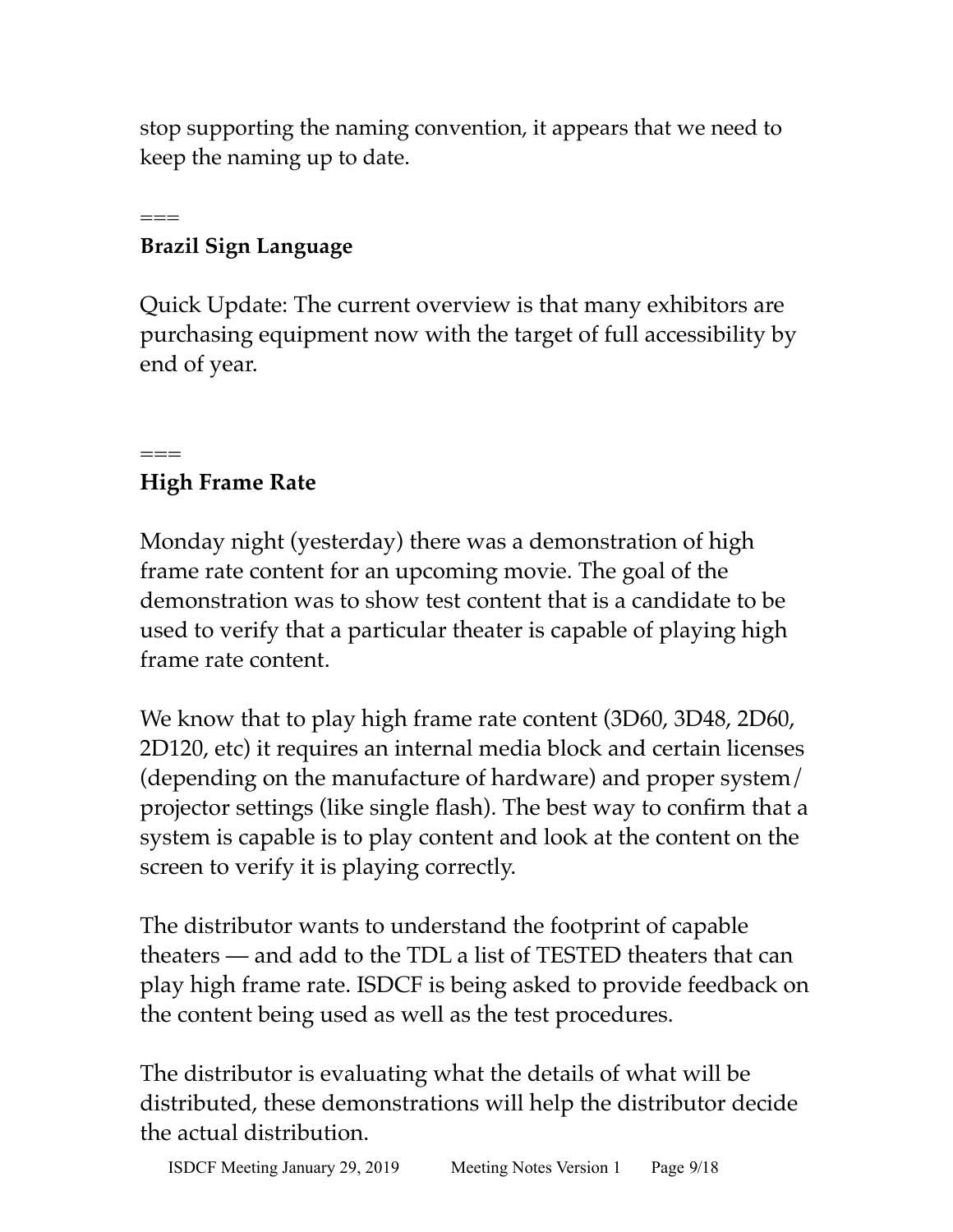stop supporting the naming convention, it appears that we need to keep the naming up to date.

===

**Brazil Sign Language**

Quick Update: The current overview is that many exhibitors are purchasing equipment now with the target of full accessibility by end of year.

===

**High Frame Rate**

Monday night (yesterday) there was a demonstration of high frame rate content for an upcoming movie. The goal of the demonstration was to show test content that is a candidate to be used to verify that a particular theater is capable of playing high frame rate content.

We know that to play high frame rate content (3D60, 3D48, 2D60, 2D120, etc) it requires an internal media block and certain licenses (depending on the manufacture of hardware) and proper system/ projector settings (like single flash). The best way to confirm that a system is capable is to play content and look at the content on the screen to verify it is playing correctly.

The distributor wants to understand the footprint of capable theaters — and add to the TDL a list of TESTED theaters that can play high frame rate. ISDCF is being asked to provide feedback on the content being used as well as the test procedures.

The distributor is evaluating what the details of what will be distributed, these demonstrations will help the distributor decide the actual distribution.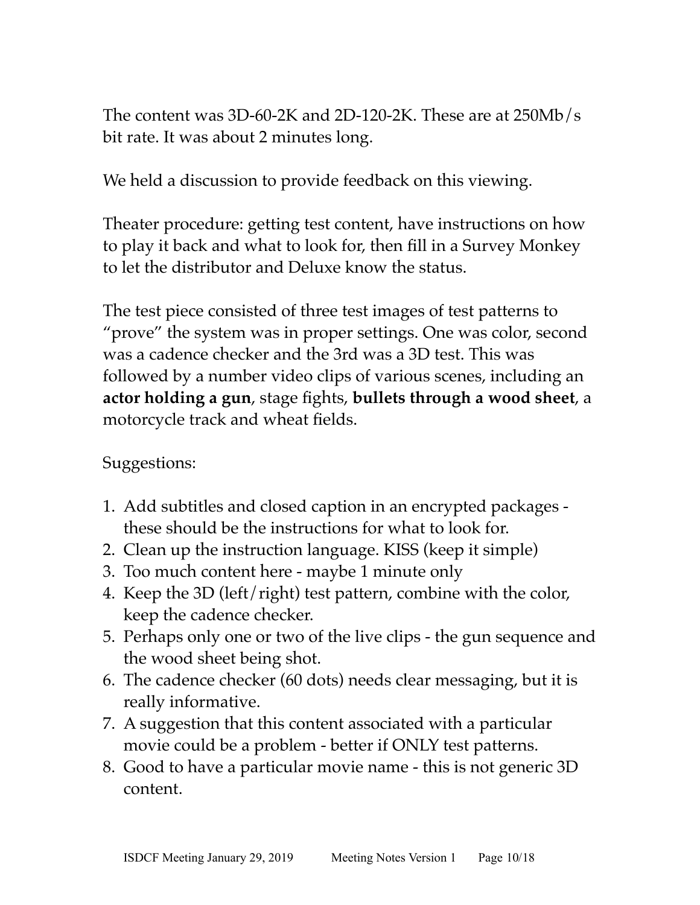The content was 3D-60-2K and 2D-120-2K. These are at 250Mb/s bit rate. It was about 2 minutes long.

We held a discussion to provide feedback on this viewing.

Theater procedure: getting test content, have instructions on how to play it back and what to look for, then fill in a Survey Monkey to let the distributor and Deluxe know the status.

The test piece consisted of three test images of test patterns to "prove" the system was in proper settings. One was color, second was a cadence checker and the 3rd was a 3D test. This was followed by a number video clips of various scenes, including an **actor holding a gun**, stage fights, **bullets through a wood sheet**, a motorcycle track and wheat fields.

Suggestions:

1. Add subtitles and closed caption in an encrypted packages - these should be the instructions for what to look for.
2. Clean up the instruction language. KISS (keep it simple)
3. Too much content here - maybe 1 minute only
4. Keep the 3D (left/right) test pattern, combine with the color, keep the cadence checker.
5. Perhaps only one or two of the live clips - the gun sequence and the wood sheet being shot.
6. The cadence checker (60 dots) needs clear messaging, but it is really informative.
7. A suggestion that this content associated with a particular movie could be a problem - better if ONLY test patterns.
8. Good to have a particular movie name - this is not generic 3D content.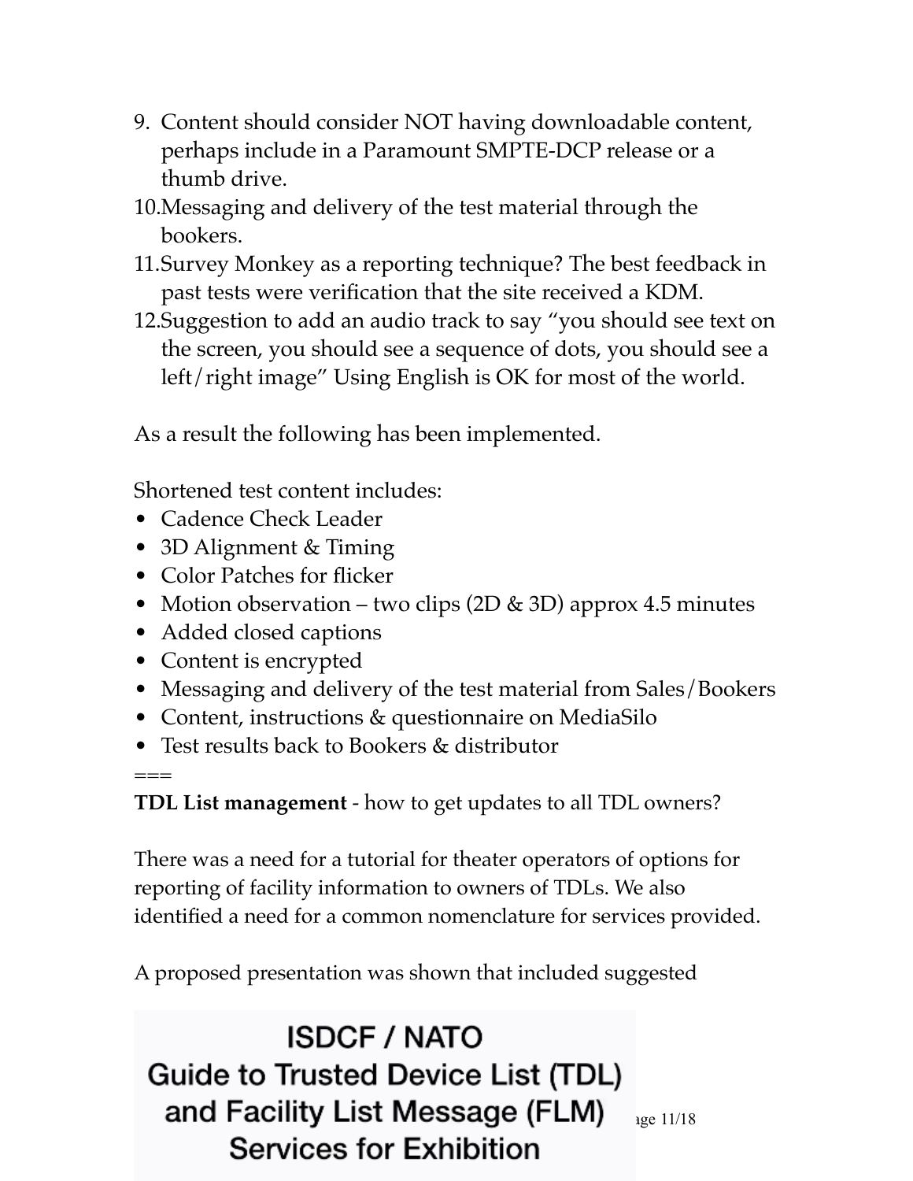9. Content should consider NOT having downloadable content, perhaps include in a Paramount SMPTE-DCP release or a thumb drive.
10. Messaging and delivery of the test material through the bookers.
11. Survey Monkey as a reporting technique? The best feedback in past tests were verification that the site received a KDM.
12. Suggestion to add an audio track to say "you should see text on the screen, you should see a sequence of dots, you should see a left/right image" Using English is OK for most of the world.

As a result the following has been implemented.

Shortened test content includes:

- Cadence Check Leader
- 3D Alignment & Timing
- Color Patches for flicker
- Motion observation – two clips (2D & 3D) approx 4.5 minutes
- Added closed captions
- Content is encrypted
- Messaging and delivery of the test material from Sales/Bookers
- Content, instructions & questionnaire on MediaSilo
- Test results back to Bookers & distributor

===

**TDL List management** - how to get updates to all TDL owners?

There was a need for a tutorial for theater operators of options for reporting of facility information to owners of TDLs. We also identified a need for a common nomenclature for services provided.

A proposed presentation was shown that included suggested

ISDCF / NATO
Guide to Trusted Device List (TDL)
and Facility List Message (FLM)
Services for Exhibition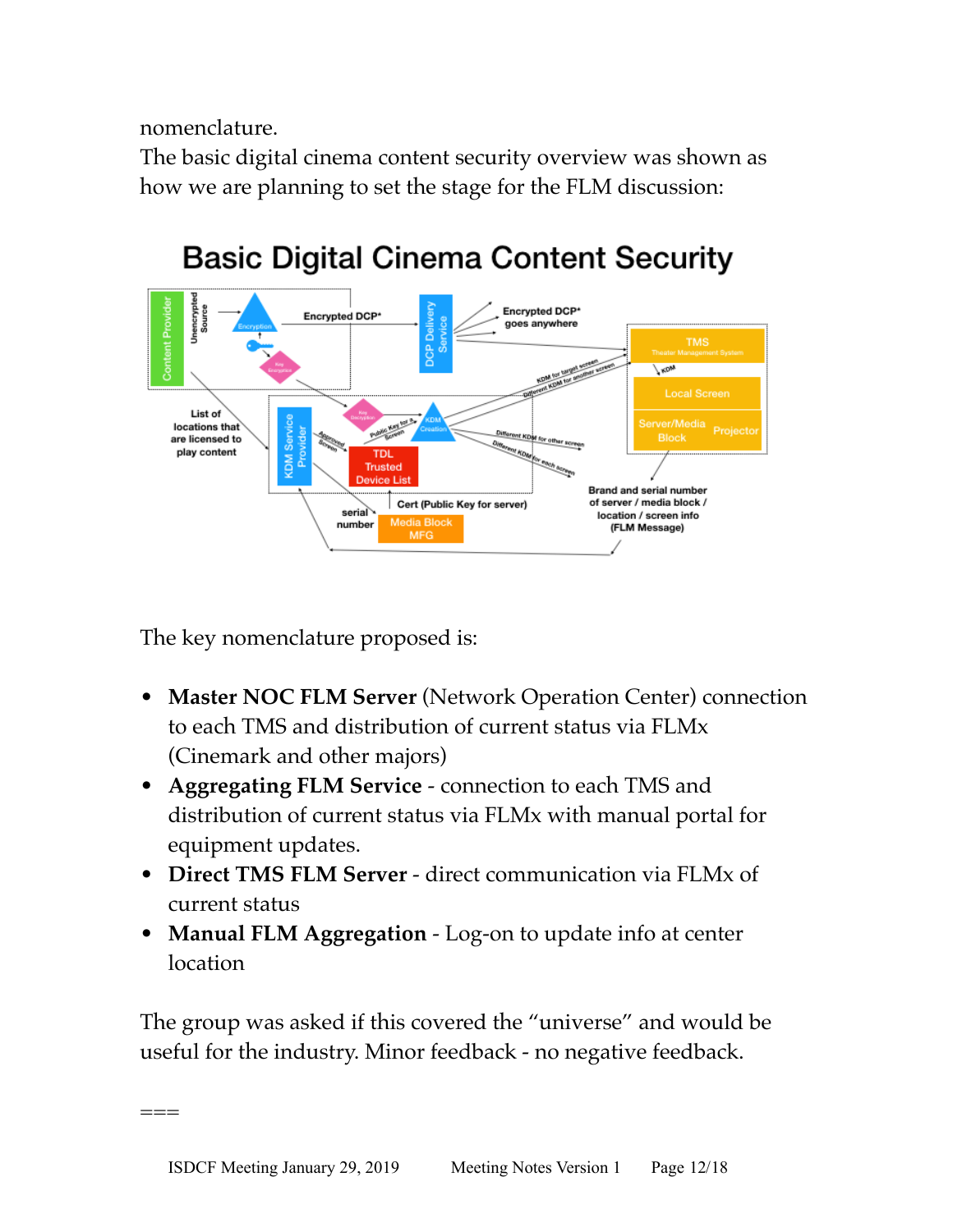nomenclature.
The basic digital cinema content security overview was shown as how we are planning to set the stage for the FLM discussion:

The key nomenclature proposed is:

- **Master NOC FLM Server** (Network Operation Center) connection to each TMS and distribution of current status via FLMx (Cinemark and other majors)
- **Aggregating FLM Service** - connection to each TMS and distribution of current status via FLMx with manual portal for equipment updates.
- **Direct TMS FLM Server** - direct communication via FLMx of current status
- **Manual FLM Aggregation** - Log-on to update info at center location

The group was asked if this covered the "universe" and would be useful for the industry. Minor feedback - no negative feedback.

===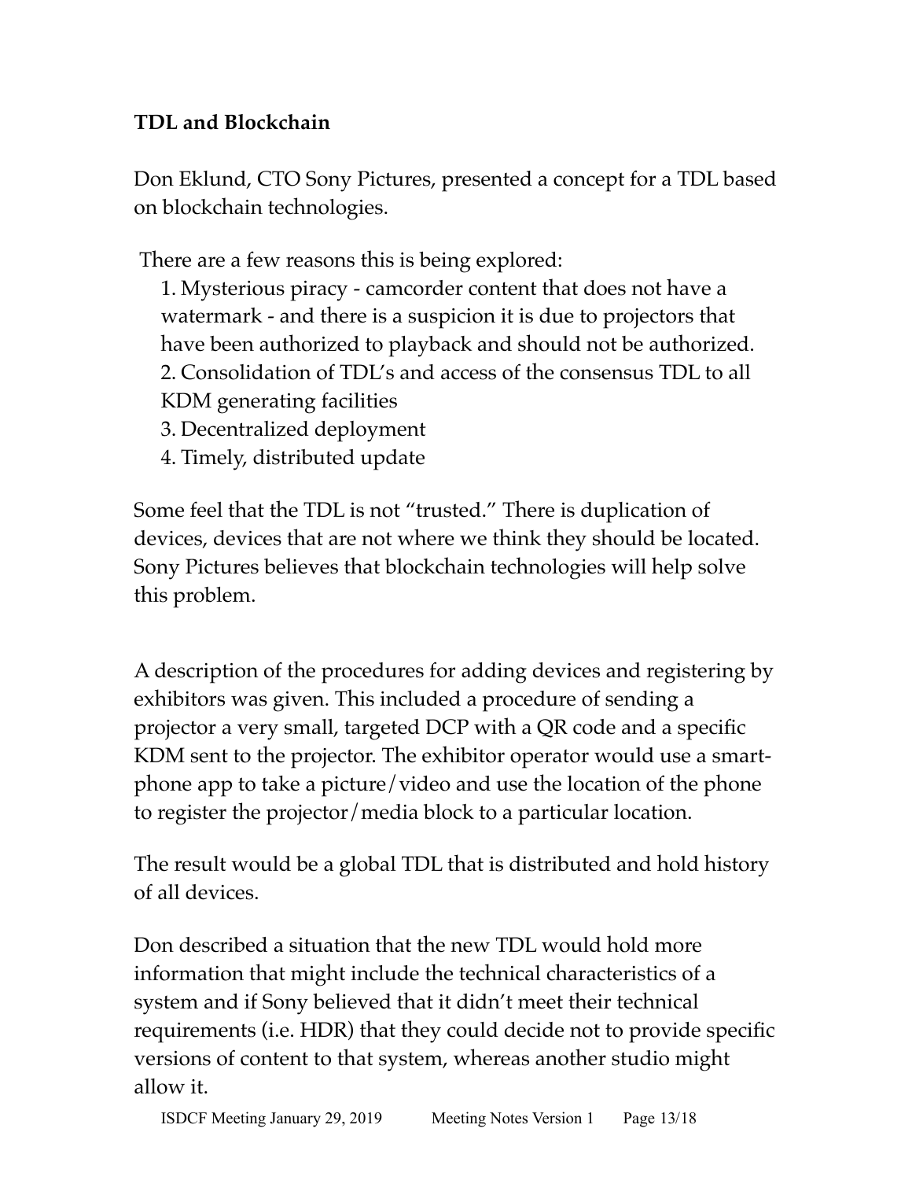**TDL and Blockchain**

Don Eklund, CTO Sony Pictures, presented a concept for a TDL based on blockchain technologies.

There are a few reasons this is being explored:

1. Mysterious piracy - camcorder content that does not have a watermark - and there is a suspicion it is due to projectors that have been authorized to playback and should not be authorized.
2. Consolidation of TDL's and access of the consensus TDL to all KDM generating facilities
3. Decentralized deployment
4. Timely, distributed update

Some feel that the TDL is not "trusted." There is duplication of devices, devices that are not where we think they should be located. Sony Pictures believes that blockchain technologies will help solve this problem.

A description of the procedures for adding devices and registering by exhibitors was given. This included a procedure of sending a projector a very small, targeted DCP with a QR code and a specific KDM sent to the projector. The exhibitor operator would use a smart-phone app to take a picture/video and use the location of the phone to register the projector/media block to a particular location.

The result would be a global TDL that is distributed and hold history of all devices.

Don described a situation that the new TDL would hold more information that might include the technical characteristics of a system and if Sony believed that it didn't meet their technical requirements (i.e. HDR) that they could decide not to provide specific versions of content to that system, whereas another studio might allow it.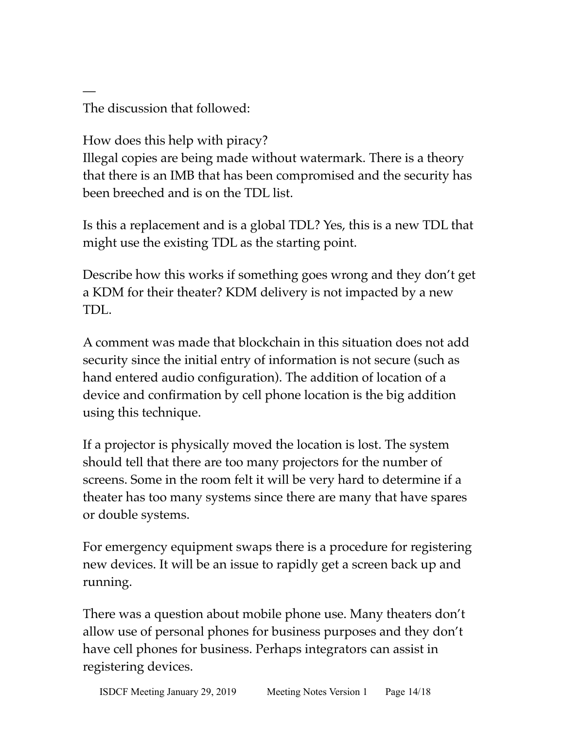—
The discussion that followed:

How does this help with piracy?
Illegal copies are being made without watermark. There is a theory that there is an IMB that has been compromised and the security has been breeched and is on the TDL list.

Is this a replacement and is a global TDL? Yes, this is a new TDL that might use the existing TDL as the starting point.

Describe how this works if something goes wrong and they don't get a KDM for their theater? KDM delivery is not impacted by a new TDL.

A comment was made that blockchain in this situation does not add security since the initial entry of information is not secure (such as hand entered audio configuration). The addition of location of a device and confirmation by cell phone location is the big addition using this technique.

If a projector is physically moved the location is lost. The system should tell that there are too many projectors for the number of screens. Some in the room felt it will be very hard to determine if a theater has too many systems since there are many that have spares or double systems.

For emergency equipment swaps there is a procedure for registering new devices. It will be an issue to rapidly get a screen back up and running.

There was a question about mobile phone use. Many theaters don't allow use of personal phones for business purposes and they don't have cell phones for business. Perhaps integrators can assist in registering devices.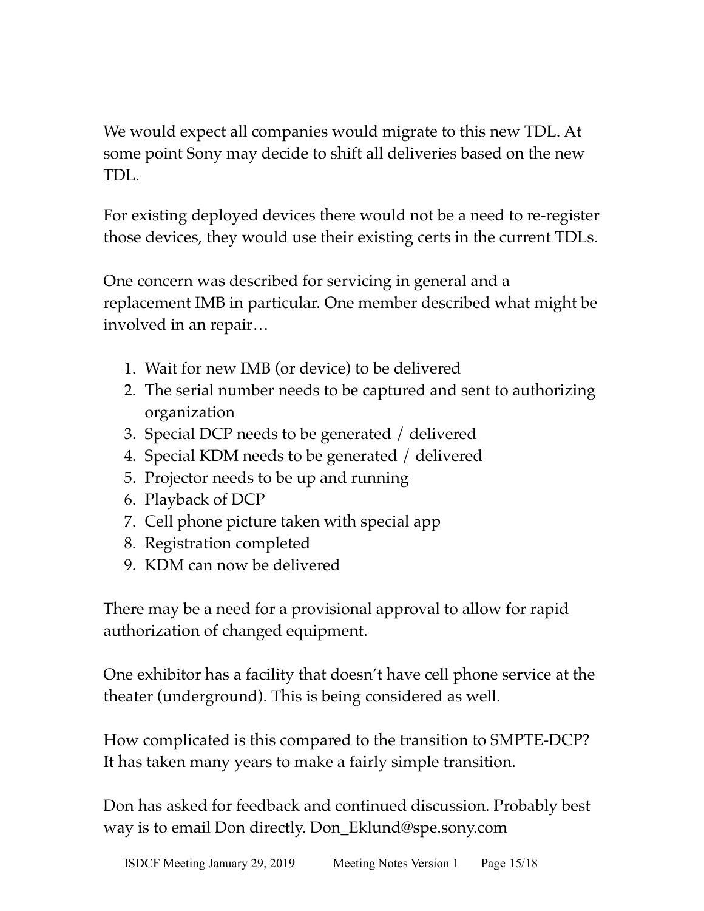We would expect all companies would migrate to this new TDL. At some point Sony may decide to shift all deliveries based on the new TDL.

For existing deployed devices there would not be a need to re-register those devices, they would use their existing certs in the current TDLs.

One concern was described for servicing in general and a replacement IMB in particular. One member described what might be involved in an repair…

1. Wait for new IMB (or device) to be delivered
2. The serial number needs to be captured and sent to authorizing organization
3. Special DCP needs to be generated / delivered
4. Special KDM needs to be generated / delivered
5. Projector needs to be up and running
6. Playback of DCP
7. Cell phone picture taken with special app
8. Registration completed
9. KDM can now be delivered

There may be a need for a provisional approval to allow for rapid authorization of changed equipment.

One exhibitor has a facility that doesn't have cell phone service at the theater (underground). This is being considered as well.

How complicated is this compared to the transition to SMPTE-DCP? It has taken many years to make a fairly simple transition.

Don has asked for feedback and continued discussion. Probably best way is to email Don directly. Don_Eklund@spe.sony.com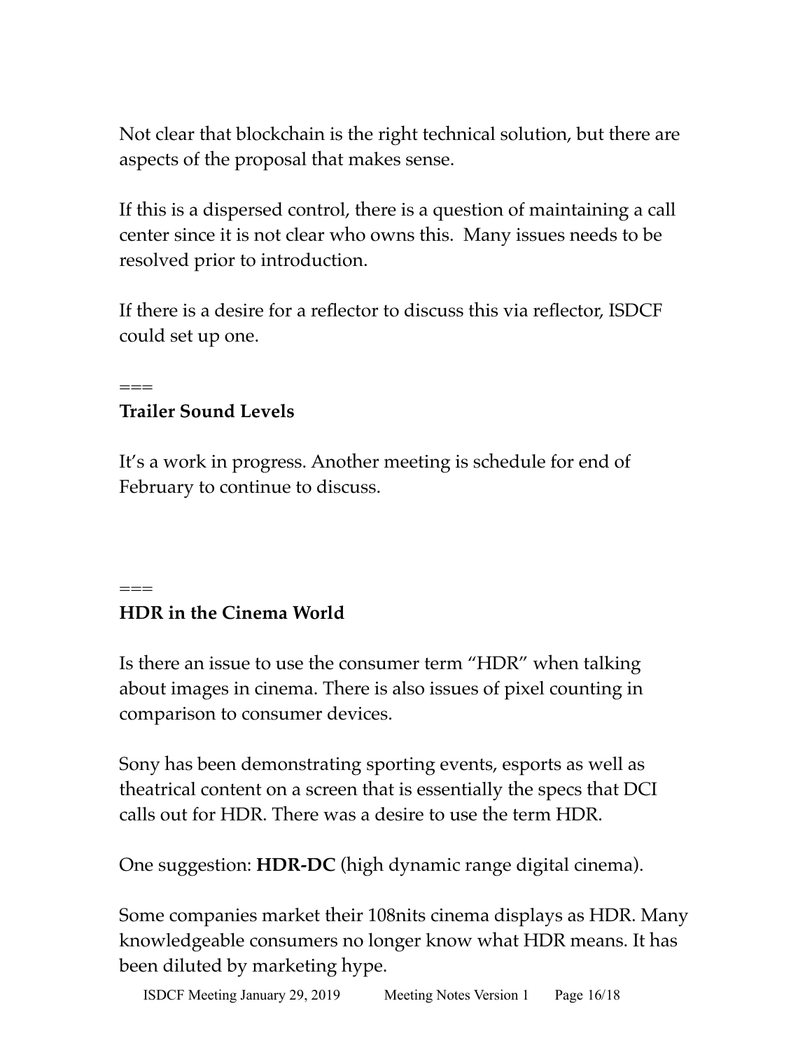Not clear that blockchain is the right technical solution, but there are aspects of the proposal that makes sense.

If this is a dispersed control, there is a question of maintaining a call center since it is not clear who owns this.  Many issues needs to be resolved prior to introduction.

If there is a desire for a reflector to discuss this via reflector, ISDCF could set up one.

===

**Trailer Sound Levels**

It's a work in progress. Another meeting is schedule for end of February to continue to discuss.

===

**HDR in the Cinema World**

Is there an issue to use the consumer term "HDR" when talking about images in cinema. There is also issues of pixel counting in comparison to consumer devices.

Sony has been demonstrating sporting events, esports as well as theatrical content on a screen that is essentially the specs that DCI calls out for HDR. There was a desire to use the term HDR.

One suggestion: **HDR-DC** (high dynamic range digital cinema).

Some companies market their 108nits cinema displays as HDR. Many knowledgeable consumers no longer know what HDR means. It has been diluted by marketing hype.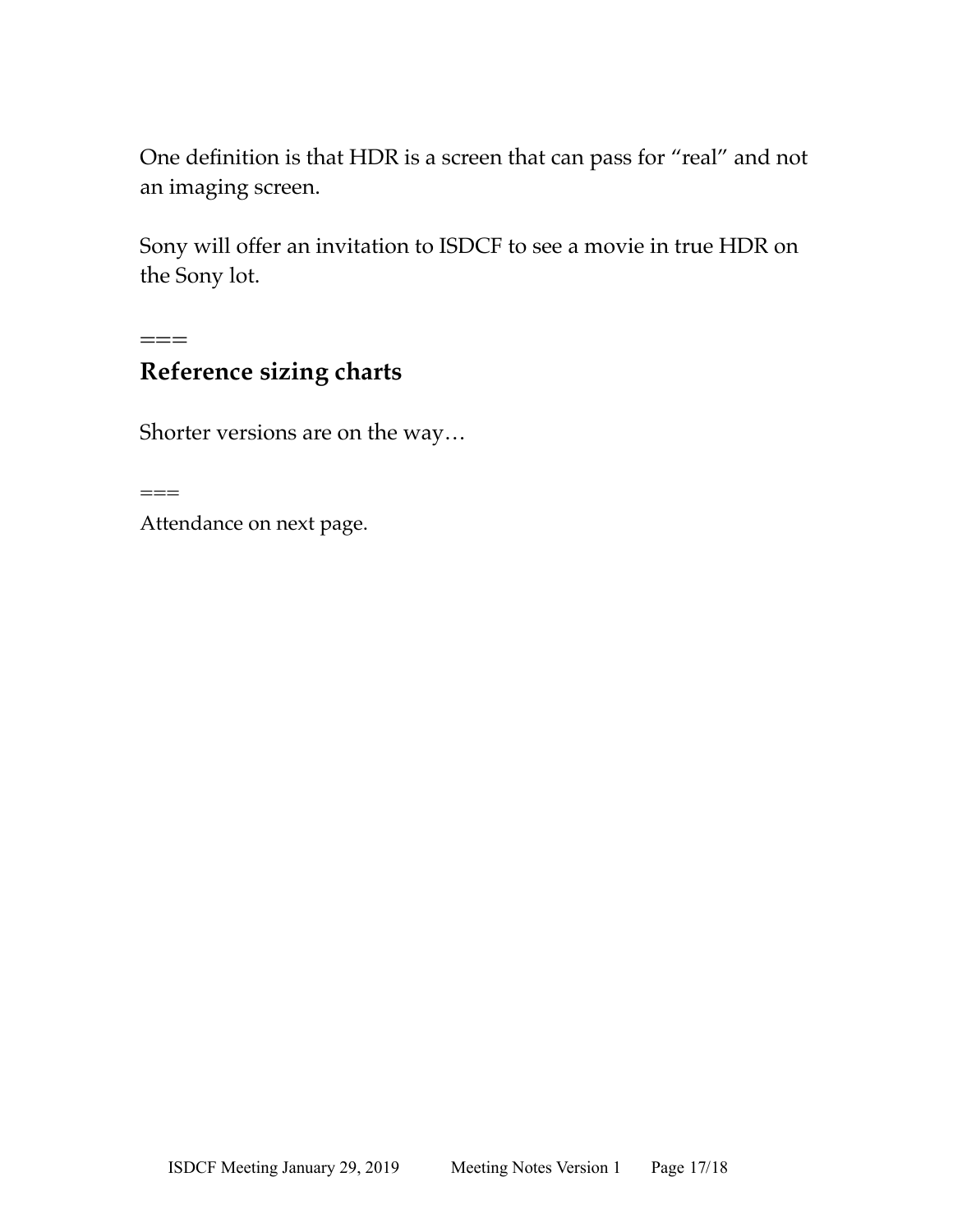One definition is that HDR is a screen that can pass for “real” and not an imaging screen.

Sony will offer an invitation to ISDCF to see a movie in true HDR on the Sony lot.

===

## Reference sizing charts

Shorter versions are on the way…

===

Attendance on next page.